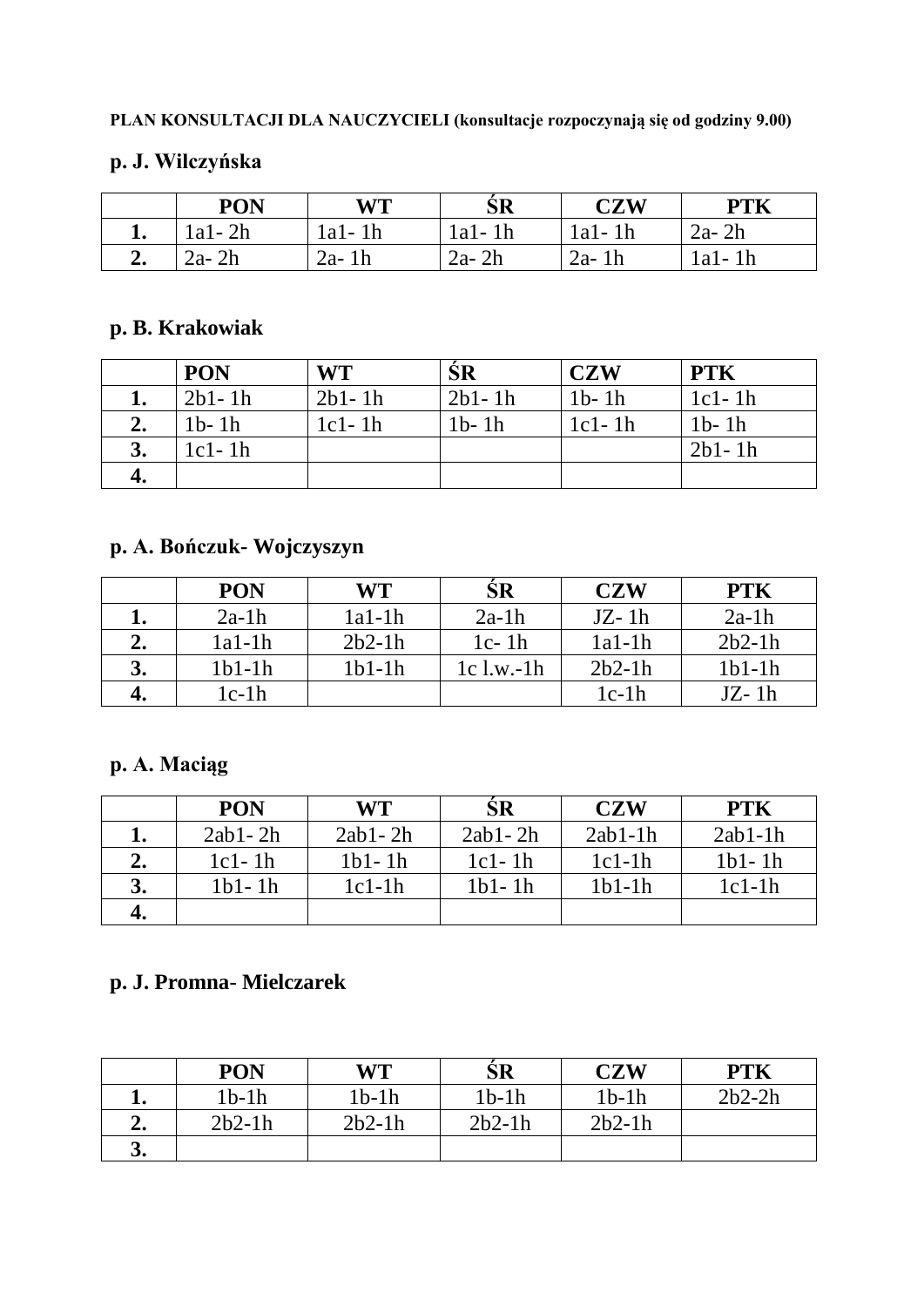**PLAN KONSULTACJI DLA NAUCZYCIELI (konsultacje rozpoczynają się od godziny 9.00)**

## p. J. Wilczyńska

| | PON | WT | ŚR | CZW | PTK |
|---|---|---|---|---|---|
| **1.** | 1a1- 2h | 1a1- 1h | 1a1- 1h | 1a1- 1h | 2a- 2h |
| **2.** | 2a- 2h | 2a- 1h | 2a- 2h | 2a- 1h | 1a1- 1h |

## p. B. Krakowiak

| | PON | WT | ŚR | CZW | PTK |
|---|---|---|---|---|---|
| **1.** | 2b1- 1h | 2b1- 1h | 2b1- 1h | 1b- 1h | 1c1- 1h |
| **2.** | 1b- 1h | 1c1- 1h | 1b- 1h | 1c1- 1h | 1b- 1h |
| **3.** | 1c1- 1h | | | | 2b1- 1h |
| **4.** | | | | | |

## p. A. Bończuk- Wojczyszyn

| | PON | WT | ŚR | CZW | PTK |
|---|---|---|---|---|---|
| **1.** | 2a-1h | 1a1-1h | 2a-1h | JZ- 1h | 2a-1h |
| **2.** | 1a1-1h | 2b2-1h | 1c- 1h | 1a1-1h | 2b2-1h |
| **3.** | 1b1-1h | 1b1-1h | 1c l.w.-1h | 2b2-1h | 1b1-1h |
| **4.** | 1c-1h | | | 1c-1h | JZ- 1h |

## p. A. Maciąg

| | PON | WT | ŚR | CZW | PTK |
|---|---|---|---|---|---|
| **1.** | 2ab1- 2h | 2ab1- 2h | 2ab1- 2h | 2ab1-1h | 2ab1-1h |
| **2.** | 1c1- 1h | 1b1- 1h | 1c1- 1h | 1c1-1h | 1b1- 1h |
| **3.** | 1b1- 1h | 1c1-1h | 1b1- 1h | 1b1-1h | 1c1-1h |
| **4.** | | | | | |

## p. J. Promna- Mielczarek

| | PON | WT | ŚR | CZW | PTK |
|---|---|---|---|---|---|
| **1.** | 1b-1h | 1b-1h | 1b-1h | 1b-1h | 2b2-2h |
| **2.** | 2b2-1h | 2b2-1h | 2b2-1h | 2b2-1h | |
| **3.** | | | | | |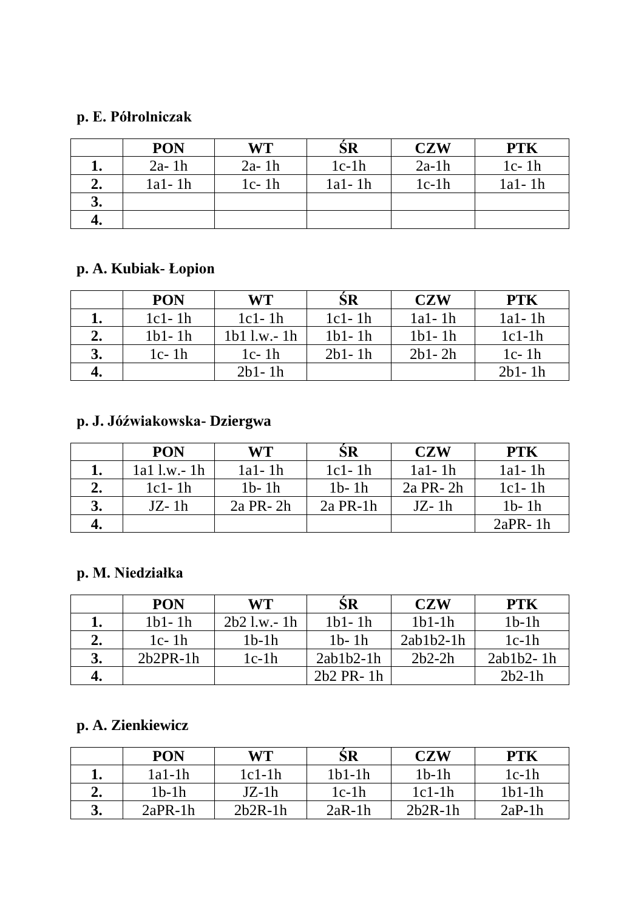**p. E. Półrolniczak**

| | PON | WT | ŚR | CZW | PTK |
|---|---|---|---|---|---|
| **1.** | 2a- 1h | 2a- 1h | 1c-1h | 2a-1h | 1c- 1h |
| **2.** | 1a1- 1h | 1c- 1h | 1a1- 1h | 1c-1h | 1a1- 1h |
| **3.** | | | | | |
| **4.** | | | | | |

**p. A. Kubiak- Łopion**

| | PON | WT | ŚR | CZW | PTK |
|---|---|---|---|---|---|
| **1.** | 1c1- 1h | 1c1- 1h | 1c1- 1h | 1a1- 1h | 1a1- 1h |
| **2.** | 1b1- 1h | 1b1 l.w.- 1h | 1b1- 1h | 1b1- 1h | 1c1-1h |
| **3.** | 1c- 1h | 1c- 1h | 2b1- 1h | 2b1- 2h | 1c- 1h |
| **4.** | | 2b1- 1h | | | 2b1- 1h |

**p. J. Jóźwiakowska- Dziergwa**

| | PON | WT | ŚR | CZW | PTK |
|---|---|---|---|---|---|
| **1.** | 1a1 l.w.- 1h | 1a1- 1h | 1c1- 1h | 1a1- 1h | 1a1- 1h |
| **2.** | 1c1- 1h | 1b- 1h | 1b- 1h | 2a PR- 2h | 1c1- 1h |
| **3.** | JZ- 1h | 2a PR- 2h | 2a PR-1h | JZ- 1h | 1b- 1h |
| **4.** | | | | | 2aPR- 1h |

**p. M. Niedziałka**

| | PON | WT | ŚR | CZW | PTK |
|---|---|---|---|---|---|
| **1.** | 1b1- 1h | 2b2 l.w.- 1h | 1b1- 1h | 1b1-1h | 1b-1h |
| **2.** | 1c- 1h | 1b-1h | 1b- 1h | 2ab1b2-1h | 1c-1h |
| **3.** | 2b2PR-1h | 1c-1h | 2ab1b2-1h | 2b2-2h | 2ab1b2- 1h |
| **4.** | | | 2b2 PR- 1h | | 2b2-1h |

**p. A. Zienkiewicz**

| | PON | WT | ŚR | CZW | PTK |
|---|---|---|---|---|---|
| **1.** | 1a1-1h | 1c1-1h | 1b1-1h | 1b-1h | 1c-1h |
| **2.** | 1b-1h | JZ-1h | 1c-1h | 1c1-1h | 1b1-1h |
| **3.** | 2aPR-1h | 2b2R-1h | 2aR-1h | 2b2R-1h | 2aP-1h |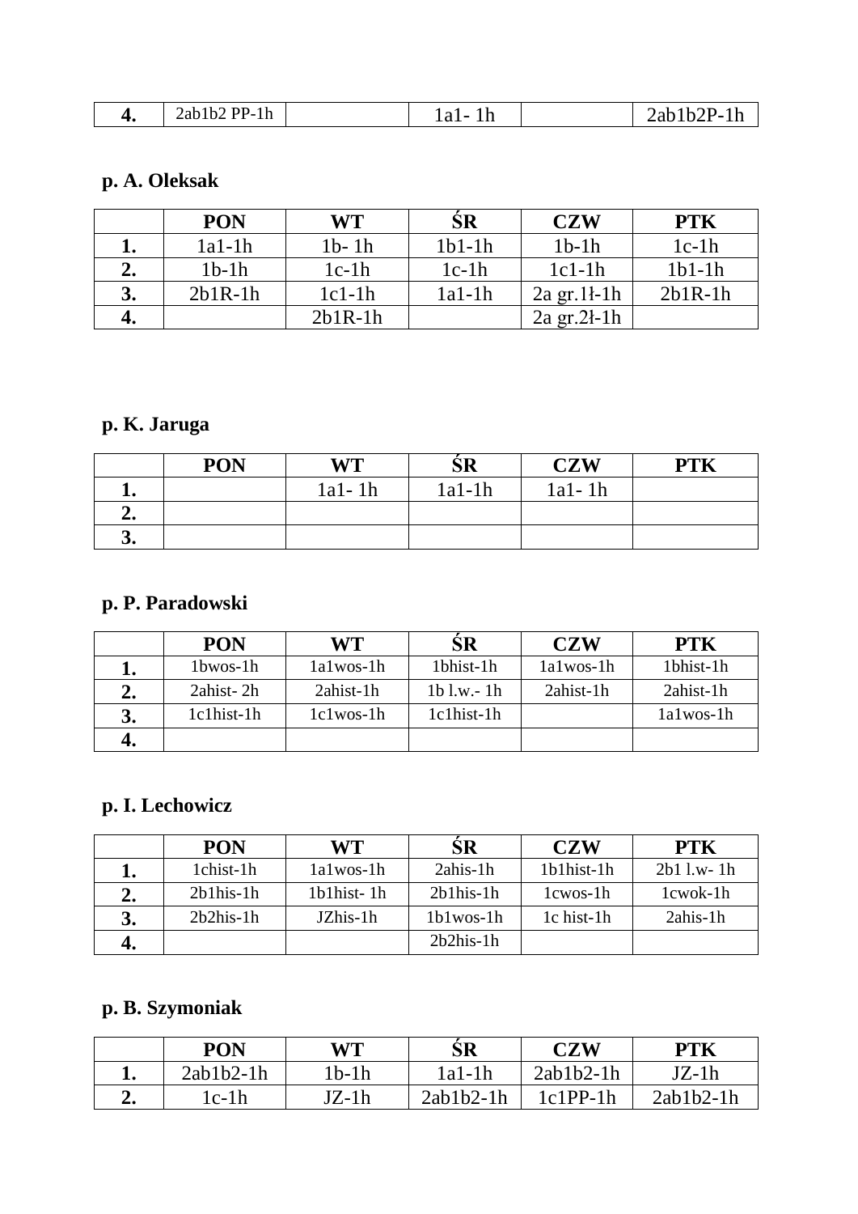| | | | | | |
|---|---|---|---|---|---|
| **4.** | 2ab1b2 PP-1h | | 1a1- 1h | | 2ab1b2P-1h |

**p. A. Oleksak**

| | PON | WT | ŚR | CZW | PTK |
|---|---|---|---|---|---|
| **1.** | 1a1-1h | 1b- 1h | 1b1-1h | 1b-1h | 1c-1h |
| **2.** | 1b-1h | 1c-1h | 1c-1h | 1c1-1h | 1b1-1h |
| **3.** | 2b1R-1h | 1c1-1h | 1a1-1h | 2a gr.1ł-1h | 2b1R-1h |
| **4.** | | 2b1R-1h | | 2a gr.2ł-1h | |

**p. K. Jaruga**

| | PON | WT | ŚR | CZW | PTK |
|---|---|---|---|---|---|
| **1.** | | 1a1- 1h | 1a1-1h | 1a1- 1h | |
| **2.** | | | | | |
| **3.** | | | | | |

**p. P. Paradowski**

| | PON | WT | ŚR | CZW | PTK |
|---|---|---|---|---|---|
| **1.** | 1bwos-1h | 1a1wos-1h | 1bhist-1h | 1a1wos-1h | 1bhist-1h |
| **2.** | 2ahist- 2h | 2ahist-1h | 1b l.w.- 1h | 2ahist-1h | 2ahist-1h |
| **3.** | 1c1hist-1h | 1c1wos-1h | 1c1hist-1h | | 1a1wos-1h |
| **4.** | | | | | |

**p. I. Lechowicz**

| | PON | WT | ŚR | CZW | PTK |
|---|---|---|---|---|---|
| **1.** | 1chist-1h | 1a1wos-1h | 2ahis-1h | 1b1hist-1h | 2b1 l.w- 1h |
| **2.** | 2b1his-1h | 1b1hist- 1h | 2b1his-1h | 1cwos-1h | 1cwok-1h |
| **3.** | 2b2his-1h | JZhis-1h | 1b1wos-1h | 1c hist-1h | 2ahis-1h |
| **4.** | | | 2b2his-1h | | |

**p. B. Szymoniak**

| | PON | WT | ŚR | CZW | PTK |
|---|---|---|---|---|---|
| **1.** | 2ab1b2-1h | 1b-1h | 1a1-1h | 2ab1b2-1h | JZ-1h |
| **2.** | 1c-1h | JZ-1h | 2ab1b2-1h | 1c1PP-1h | 2ab1b2-1h |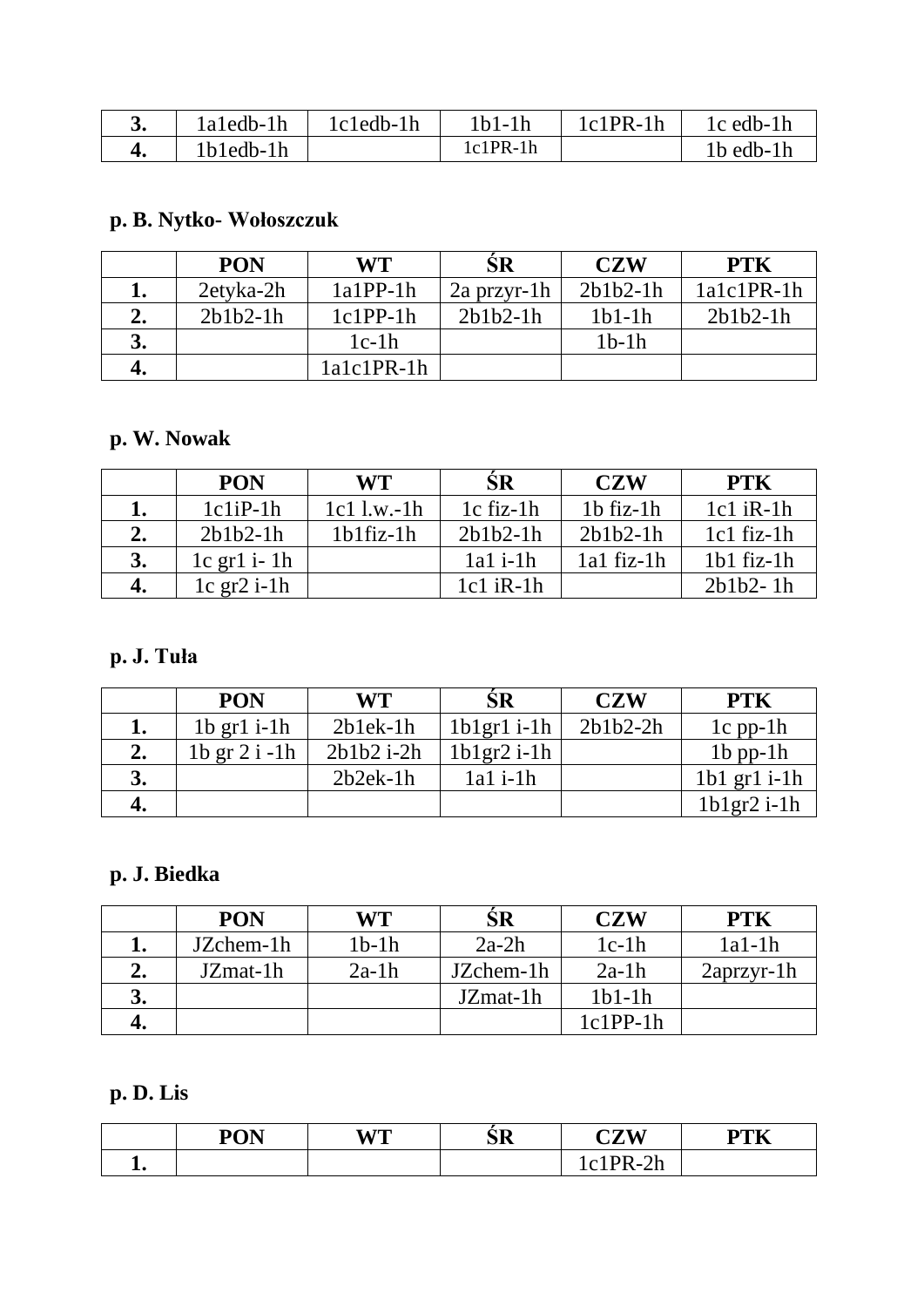| | | | | | |
|---|---|---|---|---|---|
| **3.** | 1a1edb-1h | 1c1edb-1h | 1b1-1h | 1c1PR-1h | 1c edb-1h |
| **4.** | 1b1edb-1h | | 1c1PR-1h | | 1b edb-1h |

**p. B. Nytko- Wołoszczuk**

| | PON | WT | ŚR | CZW | PTK |
|---|---|---|---|---|---|
| **1.** | 2etyka-2h | 1a1PP-1h | 2a przyr-1h | 2b1b2-1h | 1a1c1PR-1h |
| **2.** | 2b1b2-1h | 1c1PP-1h | 2b1b2-1h | 1b1-1h | 2b1b2-1h |
| **3.** | | 1c-1h | | 1b-1h | |
| **4.** | | 1a1c1PR-1h | | | |

**p. W. Nowak**

| | PON | WT | ŚR | CZW | PTK |
|---|---|---|---|---|---|
| **1.** | 1c1iP-1h | 1c1 l.w.-1h | 1c fiz-1h | 1b fiz-1h | 1c1 iR-1h |
| **2.** | 2b1b2-1h | 1b1fiz-1h | 2b1b2-1h | 2b1b2-1h | 1c1 fiz-1h |
| **3.** | 1c gr1 i- 1h | | 1a1 i-1h | 1a1 fiz-1h | 1b1 fiz-1h |
| **4.** | 1c gr2 i-1h | | 1c1 iR-1h | | 2b1b2- 1h |

**p. J. Tuła**

| | PON | WT | ŚR | CZW | PTK |
|---|---|---|---|---|---|
| **1.** | 1b gr1 i-1h | 2b1ek-1h | 1b1gr1 i-1h | 2b1b2-2h | 1c pp-1h |
| **2.** | 1b gr 2 i -1h | 2b1b2 i-2h | 1b1gr2 i-1h | | 1b pp-1h |
| **3.** | | 2b2ek-1h | 1a1 i-1h | | 1b1 gr1 i-1h |
| **4.** | | | | | 1b1gr2 i-1h |

**p. J. Biedka**

| | PON | WT | ŚR | CZW | PTK |
|---|---|---|---|---|---|
| **1.** | JZchem-1h | 1b-1h | 2a-2h | 1c-1h | 1a1-1h |
| **2.** | JZmat-1h | 2a-1h | JZchem-1h | 2a-1h | 2aprzyr-1h |
| **3.** | | | JZmat-1h | 1b1-1h | |
| **4.** | | | | 1c1PP-1h | |

**p. D. Lis**

| | PON | WT | ŚR | CZW | PTK |
|---|---|---|---|---|---|
| **1.** | | | | 1c1PR-2h | |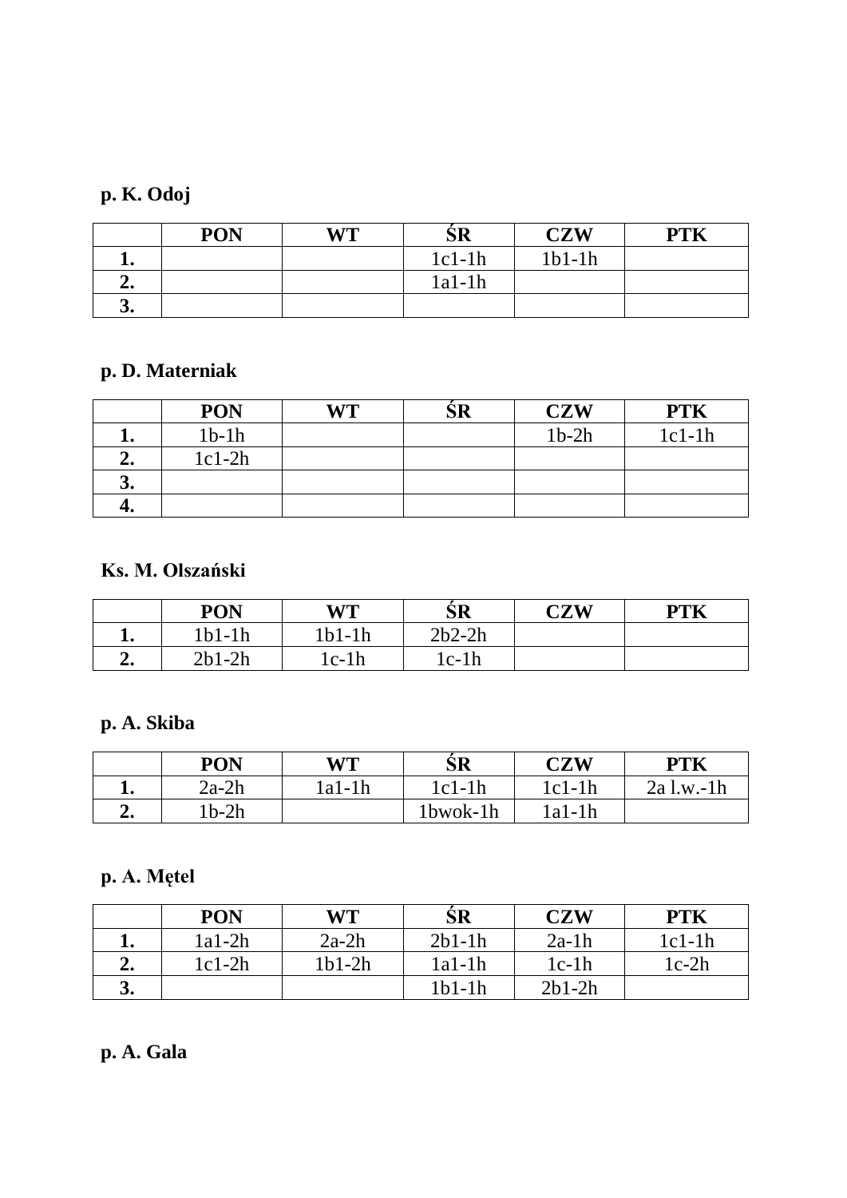**p. K. Odoj**

| | PON | WT | ŚR | CZW | PTK |
|---|---|---|---|---|---|
| **1.** | | | 1c1-1h | 1b1-1h | |
| **2.** | | | 1a1-1h | | |
| **3.** | | | | | |

**p. D. Materniak**

| | PON | WT | ŚR | CZW | PTK |
|---|---|---|---|---|---|
| **1.** | 1b-1h | | | 1b-2h | 1c1-1h |
| **2.** | 1c1-2h | | | | |
| **3.** | | | | | |
| **4.** | | | | | |

**Ks. M. Olszański**

| | PON | WT | ŚR | CZW | PTK |
|---|---|---|---|---|---|
| **1.** | 1b1-1h | 1b1-1h | 2b2-2h | | |
| **2.** | 2b1-2h | 1c-1h | 1c-1h | | |

**p. A. Skiba**

| | PON | WT | ŚR | CZW | PTK |
|---|---|---|---|---|---|
| **1.** | 2a-2h | 1a1-1h | 1c1-1h | 1c1-1h | 2a l.w.-1h |
| **2.** | 1b-2h | | 1bwok-1h | 1a1-1h | |

**p. A. Mętel**

| | PON | WT | ŚR | CZW | PTK |
|---|---|---|---|---|---|
| **1.** | 1a1-2h | 2a-2h | 2b1-1h | 2a-1h | 1c1-1h |
| **2.** | 1c1-2h | 1b1-2h | 1a1-1h | 1c-1h | 1c-2h |
| **3.** | | | 1b1-1h | 2b1-2h | |

**p. A. Gala**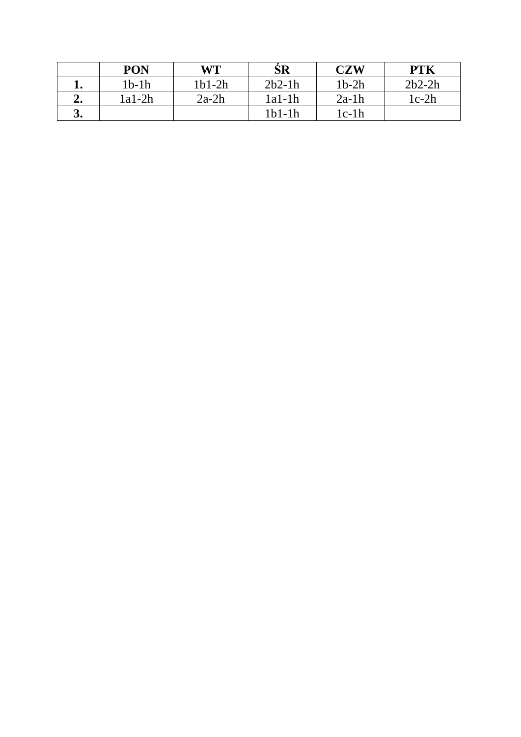| | **PON** | **WT** | **ŚR** | **CZW** | **PTK** |
|---|---|---|---|---|---|
| **1.** | 1b-1h | 1b1-2h | 2b2-1h | 1b-2h | 2b2-2h |
| **2.** | 1a1-2h | 2a-2h | 1a1-1h | 2a-1h | 1c-2h |
| **3.** | | | 1b1-1h | 1c-1h | |